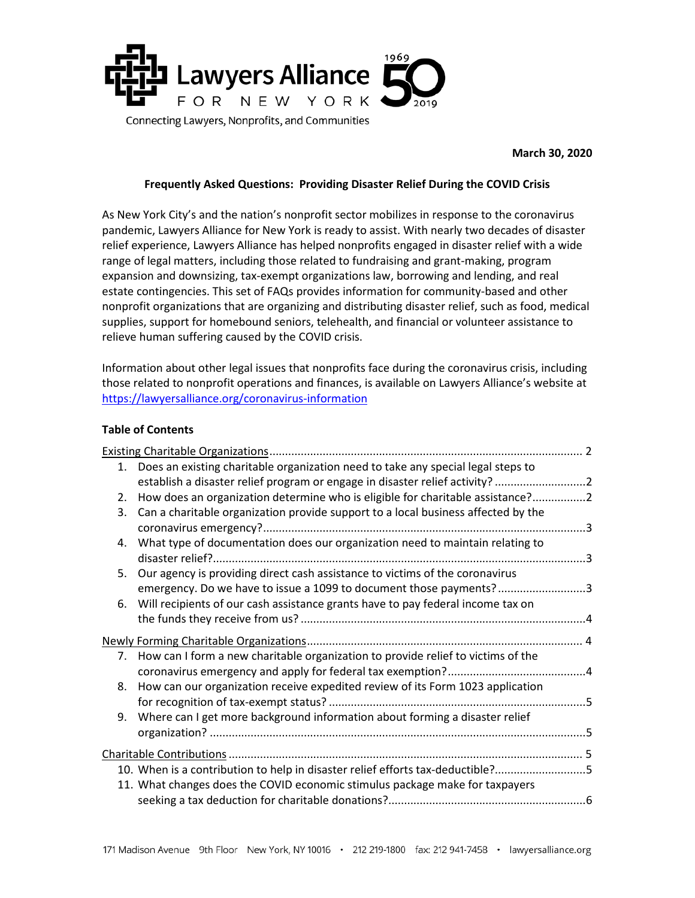Lawyers Alliance FOR NEW YORK 1969 50 2019

Connecting Lawyers, Nonprofits, and Communities

**March 30, 2020**

## Frequently Asked Questions: Providing Disaster Relief During the COVID Crisis

As New York City's and the nation's nonprofit sector mobilizes in response to the coronavirus pandemic, Lawyers Alliance for New York is ready to assist. With nearly two decades of disaster relief experience, Lawyers Alliance has helped nonprofits engaged in disaster relief with a wide range of legal matters, including those related to fundraising and grant-making, program expansion and downsizing, tax-exempt organizations law, borrowing and lending, and real estate contingencies. This set of FAQs provides information for community-based and other nonprofit organizations that are organizing and distributing disaster relief, such as food, medical supplies, support for homebound seniors, telehealth, and financial or volunteer assistance to relieve human suffering caused by the COVID crisis.

Information about other legal issues that nonprofits face during the coronavirus crisis, including those related to nonprofit operations and finances, is available on Lawyers Alliance's website at https://lawyersalliance.org/coronavirus-information

### Table of Contents

Existing Charitable Organizations .......... 2

1. Does an existing charitable organization need to take any special legal steps to establish a disaster relief program or engage in disaster relief activity? .......... 2
2. How does an organization determine who is eligible for charitable assistance? .......... 2
3. Can a charitable organization provide support to a local business affected by the coronavirus emergency? .......... 3
4. What type of documentation does our organization need to maintain relating to disaster relief? .......... 3
5. Our agency is providing direct cash assistance to victims of the coronavirus emergency. Do we have to issue a 1099 to document those payments? .......... 3
6. Will recipients of our cash assistance grants have to pay federal income tax on the funds they receive from us? .......... 4

Newly Forming Charitable Organizations .......... 4

7. How can I form a new charitable organization to provide relief to victims of the coronavirus emergency and apply for federal tax exemption? .......... 4
8. How can our organization receive expedited review of its Form 1023 application for recognition of tax-exempt status? .......... 5
9. Where can I get more background information about forming a disaster relief organization? .......... 5

Charitable Contributions .......... 5

10. When is a contribution to help in disaster relief efforts tax-deductible? .......... 5
11. What changes does the COVID economic stimulus package make for taxpayers seeking a tax deduction for charitable donations? .......... 6

171 Madison Avenue 9th Floor New York, NY 10016 • 212 219-1800 fax: 212 941-7458 • lawyersalliance.org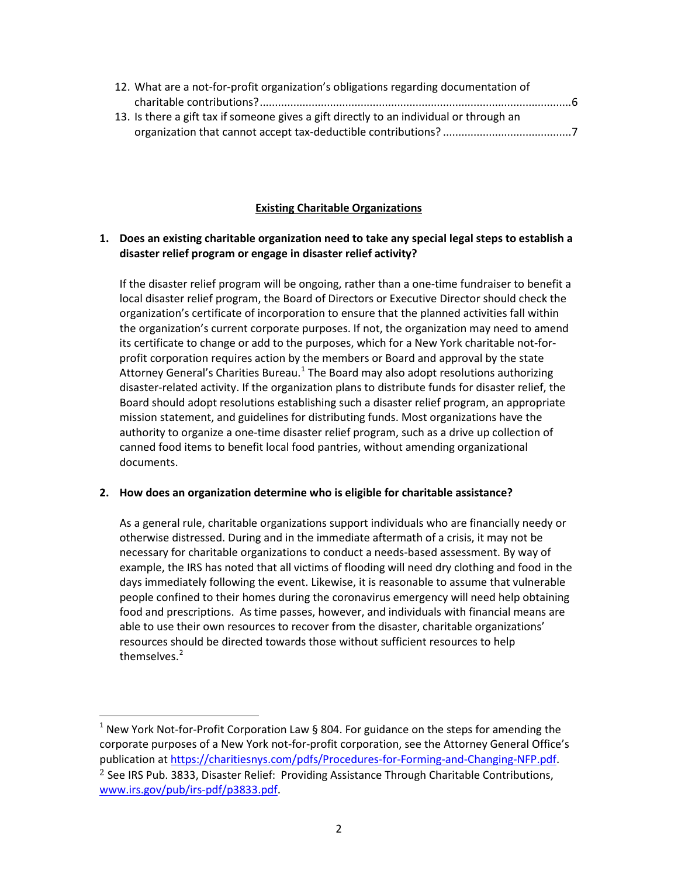12. What are a not-for-profit organization's obligations regarding documentation of charitable contributions? .......... 6
13. Is there a gift tax if someone gives a gift directly to an individual or through an organization that cannot accept tax-deductible contributions? .......... 7

## Existing Charitable Organizations

**1. Does an existing charitable organization need to take any special legal steps to establish a disaster relief program or engage in disaster relief activity?**

If the disaster relief program will be ongoing, rather than a one-time fundraiser to benefit a local disaster relief program, the Board of Directors or Executive Director should check the organization's certificate of incorporation to ensure that the planned activities fall within the organization's current corporate purposes. If not, the organization may need to amend its certificate to change or add to the purposes, which for a New York charitable not-for-profit corporation requires action by the members or Board and approval by the state Attorney General's Charities Bureau.[1] The Board may also adopt resolutions authorizing disaster-related activity. If the organization plans to distribute funds for disaster relief, the Board should adopt resolutions establishing such a disaster relief program, an appropriate mission statement, and guidelines for distributing funds. Most organizations have the authority to organize a one-time disaster relief program, such as a drive up collection of canned food items to benefit local food pantries, without amending organizational documents.

**2. How does an organization determine who is eligible for charitable assistance?**

As a general rule, charitable organizations support individuals who are financially needy or otherwise distressed. During and in the immediate aftermath of a crisis, it may not be necessary for charitable organizations to conduct a needs-based assessment. By way of example, the IRS has noted that all victims of flooding will need dry clothing and food in the days immediately following the event. Likewise, it is reasonable to assume that vulnerable people confined to their homes during the coronavirus emergency will need help obtaining food and prescriptions. As time passes, however, and individuals with financial means are able to use their own resources to recover from the disaster, charitable organizations' resources should be directed towards those without sufficient resources to help themselves.[2]

---

[1] New York Not-for-Profit Corporation Law § 804. For guidance on the steps for amending the corporate purposes of a New York not-for-profit corporation, see the Attorney General Office's publication at https://charitiesnys.com/pdfs/Procedures-for-Forming-and-Changing-NFP.pdf.

[2] See IRS Pub. 3833, Disaster Relief: Providing Assistance Through Charitable Contributions, www.irs.gov/pub/irs-pdf/p3833.pdf.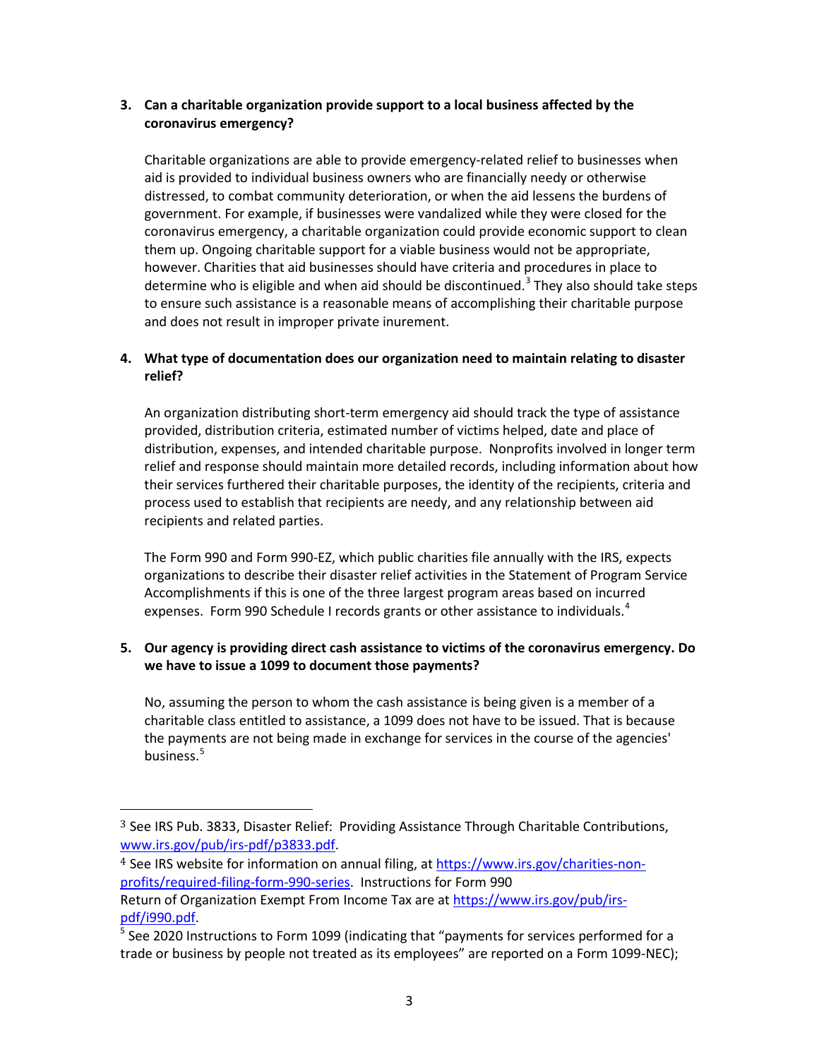3. **Can a charitable organization provide support to a local business affected by the coronavirus emergency?**

   Charitable organizations are able to provide emergency-related relief to businesses when aid is provided to individual business owners who are financially needy or otherwise distressed, to combat community deterioration, or when the aid lessens the burdens of government. For example, if businesses were vandalized while they were closed for the coronavirus emergency, a charitable organization could provide economic support to clean them up. Ongoing charitable support for a viable business would not be appropriate, however. Charities that aid businesses should have criteria and procedures in place to determine who is eligible and when aid should be discontinued.[3] They also should take steps to ensure such assistance is a reasonable means of accomplishing their charitable purpose and does not result in improper private inurement.

4. **What type of documentation does our organization need to maintain relating to disaster relief?**

   An organization distributing short-term emergency aid should track the type of assistance provided, distribution criteria, estimated number of victims helped, date and place of distribution, expenses, and intended charitable purpose. Nonprofits involved in longer term relief and response should maintain more detailed records, including information about how their services furthered their charitable purposes, the identity of the recipients, criteria and process used to establish that recipients are needy, and any relationship between aid recipients and related parties.

   The Form 990 and Form 990-EZ, which public charities file annually with the IRS, expects organizations to describe their disaster relief activities in the Statement of Program Service Accomplishments if this is one of the three largest program areas based on incurred expenses. Form 990 Schedule I records grants or other assistance to individuals.[4]

5. **Our agency is providing direct cash assistance to victims of the coronavirus emergency. Do we have to issue a 1099 to document those payments?**

   No, assuming the person to whom the cash assistance is being given is a member of a charitable class entitled to assistance, a 1099 does not have to be issued. That is because the payments are not being made in exchange for services in the course of the agencies' business.[5]

---

[3] See IRS Pub. 3833, Disaster Relief: Providing Assistance Through Charitable Contributions, www.irs.gov/pub/irs-pdf/p3833.pdf.

[4] See IRS website for information on annual filing, at https://www.irs.gov/charities-non-profits/required-filing-form-990-series. Instructions for Form 990 Return of Organization Exempt From Income Tax are at https://www.irs.gov/pub/irs-pdf/i990.pdf.

[5] See 2020 Instructions to Form 1099 (indicating that "payments for services performed for a trade or business by people not treated as its employees" are reported on a Form 1099-NEC);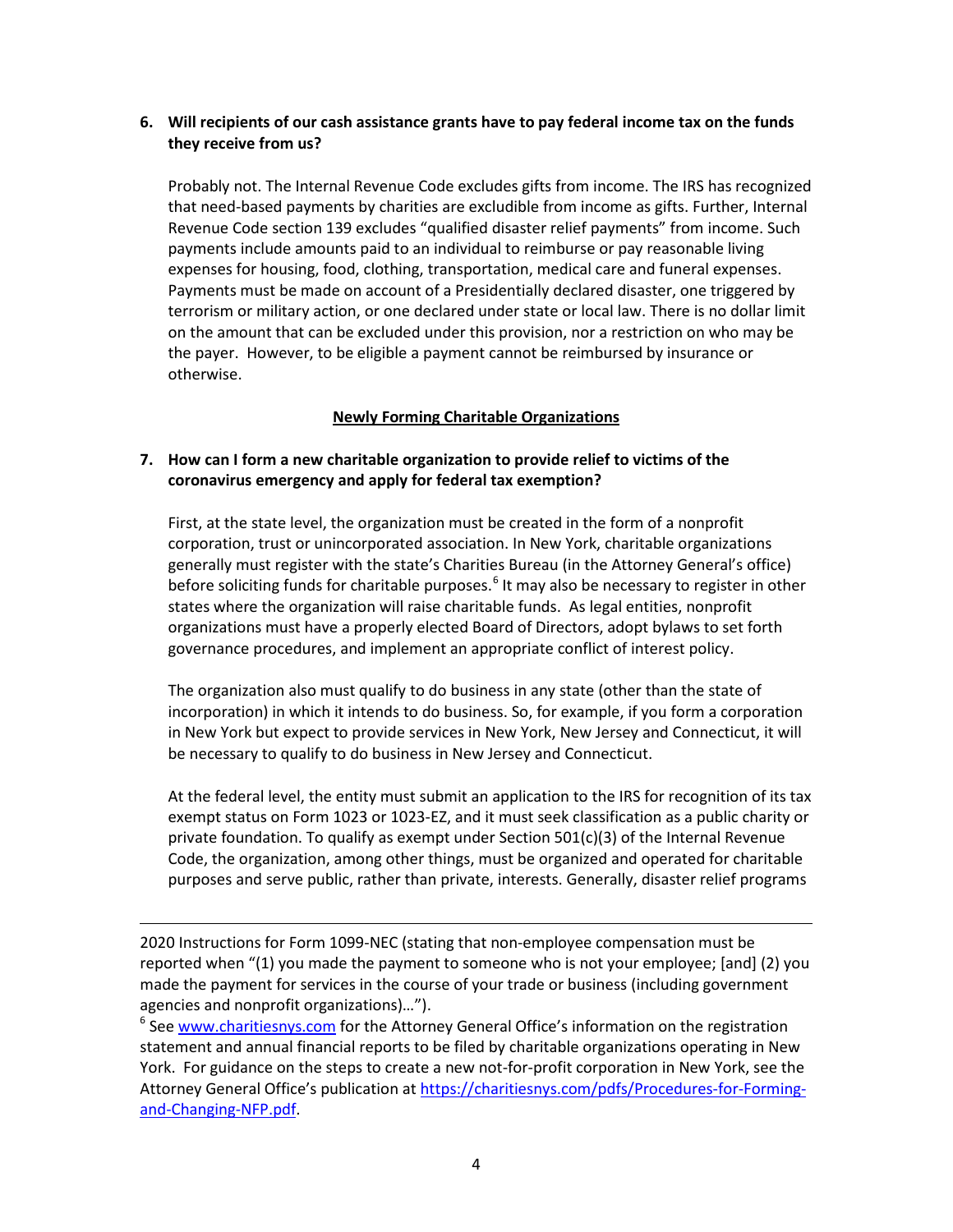**6. Will recipients of our cash assistance grants have to pay federal income tax on the funds they receive from us?**

Probably not. The Internal Revenue Code excludes gifts from income. The IRS has recognized that need-based payments by charities are excludible from income as gifts. Further, Internal Revenue Code section 139 excludes "qualified disaster relief payments" from income. Such payments include amounts paid to an individual to reimburse or pay reasonable living expenses for housing, food, clothing, transportation, medical care and funeral expenses. Payments must be made on account of a Presidentially declared disaster, one triggered by terrorism or military action, or one declared under state or local law. There is no dollar limit on the amount that can be excluded under this provision, nor a restriction on who may be the payer. However, to be eligible a payment cannot be reimbursed by insurance or otherwise.

## Newly Forming Charitable Organizations

**7. How can I form a new charitable organization to provide relief to victims of the coronavirus emergency and apply for federal tax exemption?**

First, at the state level, the organization must be created in the form of a nonprofit corporation, trust or unincorporated association. In New York, charitable organizations generally must register with the state's Charities Bureau (in the Attorney General's office) before soliciting funds for charitable purposes.[6] It may also be necessary to register in other states where the organization will raise charitable funds. As legal entities, nonprofit organizations must have a properly elected Board of Directors, adopt bylaws to set forth governance procedures, and implement an appropriate conflict of interest policy.

The organization also must qualify to do business in any state (other than the state of incorporation) in which it intends to do business. So, for example, if you form a corporation in New York but expect to provide services in New York, New Jersey and Connecticut, it will be necessary to qualify to do business in New Jersey and Connecticut.

At the federal level, the entity must submit an application to the IRS for recognition of its tax exempt status on Form 1023 or 1023-EZ, and it must seek classification as a public charity or private foundation. To qualify as exempt under Section 501(c)(3) of the Internal Revenue Code, the organization, among other things, must be organized and operated for charitable purposes and serve public, rather than private, interests. Generally, disaster relief programs

---

2020 Instructions for Form 1099-NEC (stating that non-employee compensation must be reported when "(1) you made the payment to someone who is not your employee; [and] (2) you made the payment for services in the course of your trade or business (including government agencies and nonprofit organizations)…").

[6] See www.charitiesnys.com for the Attorney General Office's information on the registration statement and annual financial reports to be filed by charitable organizations operating in New York. For guidance on the steps to create a new not-for-profit corporation in New York, see the Attorney General Office's publication at https://charitiesnys.com/pdfs/Procedures-for-Forming-and-Changing-NFP.pdf.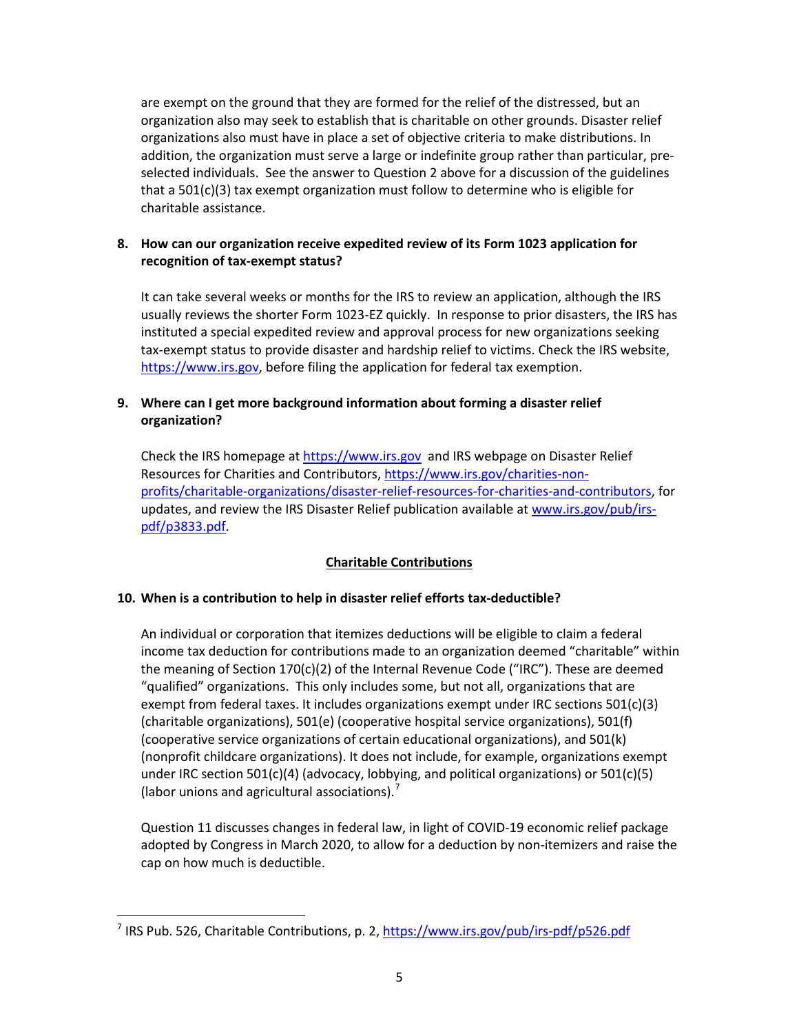are exempt on the ground that they are formed for the relief of the distressed, but an organization also may seek to establish that is charitable on other grounds. Disaster relief organizations also must have in place a set of objective criteria to make distributions. In addition, the organization must serve a large or indefinite group rather than particular, pre-selected individuals. See the answer to Question 2 above for a discussion of the guidelines that a 501(c)(3) tax exempt organization must follow to determine who is eligible for charitable assistance.

**8. How can our organization receive expedited review of its Form 1023 application for recognition of tax-exempt status?**

It can take several weeks or months for the IRS to review an application, although the IRS usually reviews the shorter Form 1023-EZ quickly. In response to prior disasters, the IRS has instituted a special expedited review and approval process for new organizations seeking tax-exempt status to provide disaster and hardship relief to victims. Check the IRS website, https://www.irs.gov, before filing the application for federal tax exemption.

**9. Where can I get more background information about forming a disaster relief organization?**

Check the IRS homepage at https://www.irs.gov and IRS webpage on Disaster Relief Resources for Charities and Contributors, https://www.irs.gov/charities-non-profits/charitable-organizations/disaster-relief-resources-for-charities-and-contributors, for updates, and review the IRS Disaster Relief publication available at www.irs.gov/pub/irs-pdf/p3833.pdf.

## Charitable Contributions

**10. When is a contribution to help in disaster relief efforts tax-deductible?**

An individual or corporation that itemizes deductions will be eligible to claim a federal income tax deduction for contributions made to an organization deemed "charitable" within the meaning of Section 170(c)(2) of the Internal Revenue Code ("IRC"). These are deemed "qualified" organizations. This only includes some, but not all, organizations that are exempt from federal taxes. It includes organizations exempt under IRC sections 501(c)(3) (charitable organizations), 501(e) (cooperative hospital service organizations), 501(f) (cooperative service organizations of certain educational organizations), and 501(k) (nonprofit childcare organizations). It does not include, for example, organizations exempt under IRC section 501(c)(4) (advocacy, lobbying, and political organizations) or 501(c)(5) (labor unions and agricultural associations).[7]

Question 11 discusses changes in federal law, in light of COVID-19 economic relief package adopted by Congress in March 2020, to allow for a deduction by non-itemizers and raise the cap on how much is deductible.

---

[7] IRS Pub. 526, Charitable Contributions, p. 2, https://www.irs.gov/pub/irs-pdf/p526.pdf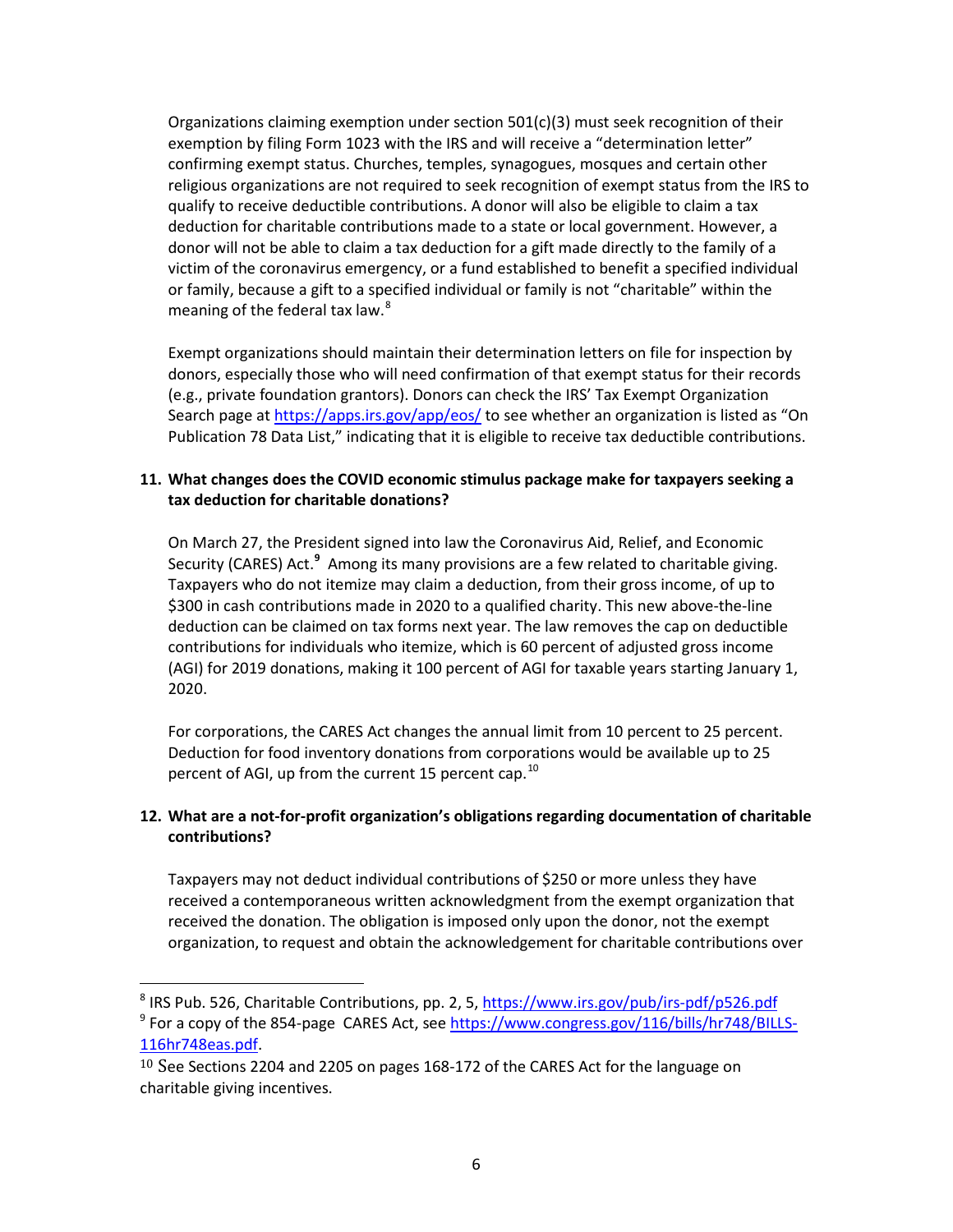Organizations claiming exemption under section 501(c)(3) must seek recognition of their exemption by filing Form 1023 with the IRS and will receive a "determination letter" confirming exempt status. Churches, temples, synagogues, mosques and certain other religious organizations are not required to seek recognition of exempt status from the IRS to qualify to receive deductible contributions. A donor will also be eligible to claim a tax deduction for charitable contributions made to a state or local government. However, a donor will not be able to claim a tax deduction for a gift made directly to the family of a victim of the coronavirus emergency, or a fund established to benefit a specified individual or family, because a gift to a specified individual or family is not "charitable" within the meaning of the federal tax law.[8]

Exempt organizations should maintain their determination letters on file for inspection by donors, especially those who will need confirmation of that exempt status for their records (e.g., private foundation grantors). Donors can check the IRS' Tax Exempt Organization Search page at https://apps.irs.gov/app/eos/ to see whether an organization is listed as "On Publication 78 Data List," indicating that it is eligible to receive tax deductible contributions.

**11. What changes does the COVID economic stimulus package make for taxpayers seeking a tax deduction for charitable donations?**

On March 27, the President signed into law the Coronavirus Aid, Relief, and Economic Security (CARES) Act.[9] Among its many provisions are a few related to charitable giving. Taxpayers who do not itemize may claim a deduction, from their gross income, of up to $300 in cash contributions made in 2020 to a qualified charity. This new above-the-line deduction can be claimed on tax forms next year. The law removes the cap on deductible contributions for individuals who itemize, which is 60 percent of adjusted gross income (AGI) for 2019 donations, making it 100 percent of AGI for taxable years starting January 1, 2020.

For corporations, the CARES Act changes the annual limit from 10 percent to 25 percent. Deduction for food inventory donations from corporations would be available up to 25 percent of AGI, up from the current 15 percent cap.[10]

**12. What are a not-for-profit organization's obligations regarding documentation of charitable contributions?**

Taxpayers may not deduct individual contributions of $250 or more unless they have received a contemporaneous written acknowledgment from the exempt organization that received the donation. The obligation is imposed only upon the donor, not the exempt organization, to request and obtain the acknowledgement for charitable contributions over

---

[8] IRS Pub. 526, Charitable Contributions, pp. 2, 5, https://www.irs.gov/pub/irs-pdf/p526.pdf

[9] For a copy of the 854-page CARES Act, see https://www.congress.gov/116/bills/hr748/BILLS-116hr748eas.pdf.

[10] See Sections 2204 and 2205 on pages 168-172 of the CARES Act for the language on charitable giving incentives.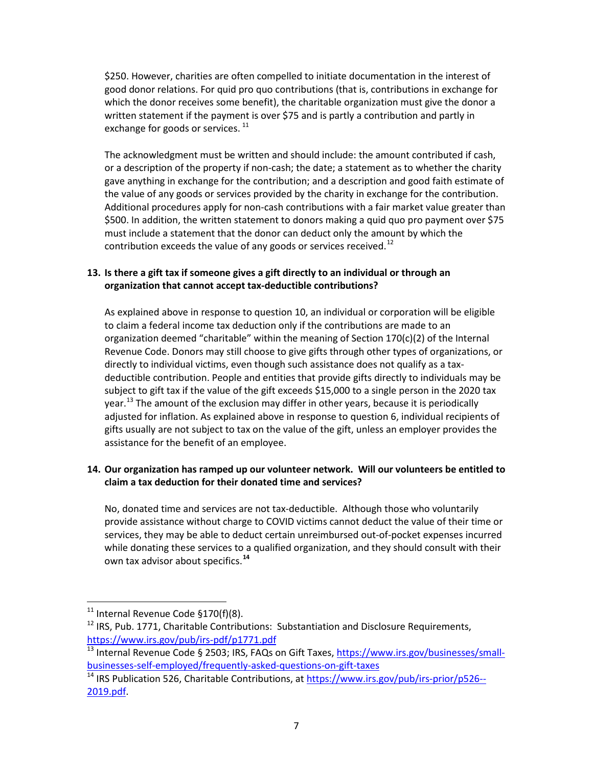$250. However, charities are often compelled to initiate documentation in the interest of good donor relations. For quid pro quo contributions (that is, contributions in exchange for which the donor receives some benefit), the charitable organization must give the donor a written statement if the payment is over $75 and is partly a contribution and partly in exchange for goods or services. [11]

The acknowledgment must be written and should include: the amount contributed if cash, or a description of the property if non-cash; the date; a statement as to whether the charity gave anything in exchange for the contribution; and a description and good faith estimate of the value of any goods or services provided by the charity in exchange for the contribution. Additional procedures apply for non-cash contributions with a fair market value greater than $500. In addition, the written statement to donors making a quid quo pro payment over $75 must include a statement that the donor can deduct only the amount by which the contribution exceeds the value of any goods or services received.[12]

**13. Is there a gift tax if someone gives a gift directly to an individual or through an organization that cannot accept tax-deductible contributions?**

As explained above in response to question 10, an individual or corporation will be eligible to claim a federal income tax deduction only if the contributions are made to an organization deemed "charitable" within the meaning of Section 170(c)(2) of the Internal Revenue Code. Donors may still choose to give gifts through other types of organizations, or directly to individual victims, even though such assistance does not qualify as a tax-deductible contribution. People and entities that provide gifts directly to individuals may be subject to gift tax if the value of the gift exceeds $15,000 to a single person in the 2020 tax year.[13] The amount of the exclusion may differ in other years, because it is periodically adjusted for inflation. As explained above in response to question 6, individual recipients of gifts usually are not subject to tax on the value of the gift, unless an employer provides the assistance for the benefit of an employee.

**14. Our organization has ramped up our volunteer network. Will our volunteers be entitled to claim a tax deduction for their donated time and services?**

No, donated time and services are not tax-deductible. Although those who voluntarily provide assistance without charge to COVID victims cannot deduct the value of their time or services, they may be able to deduct certain unreimbursed out-of-pocket expenses incurred while donating these services to a qualified organization, and they should consult with their own tax advisor about specifics.[14]

---

[11] Internal Revenue Code §170(f)(8).

[12] IRS, Pub. 1771, Charitable Contributions: Substantiation and Disclosure Requirements, https://www.irs.gov/pub/irs-pdf/p1771.pdf

[13] Internal Revenue Code § 2503; IRS, FAQs on Gift Taxes, https://www.irs.gov/businesses/small-businesses-self-employed/frequently-asked-questions-on-gift-taxes

[14] IRS Publication 526, Charitable Contributions, at https://www.irs.gov/pub/irs-prior/p526--2019.pdf.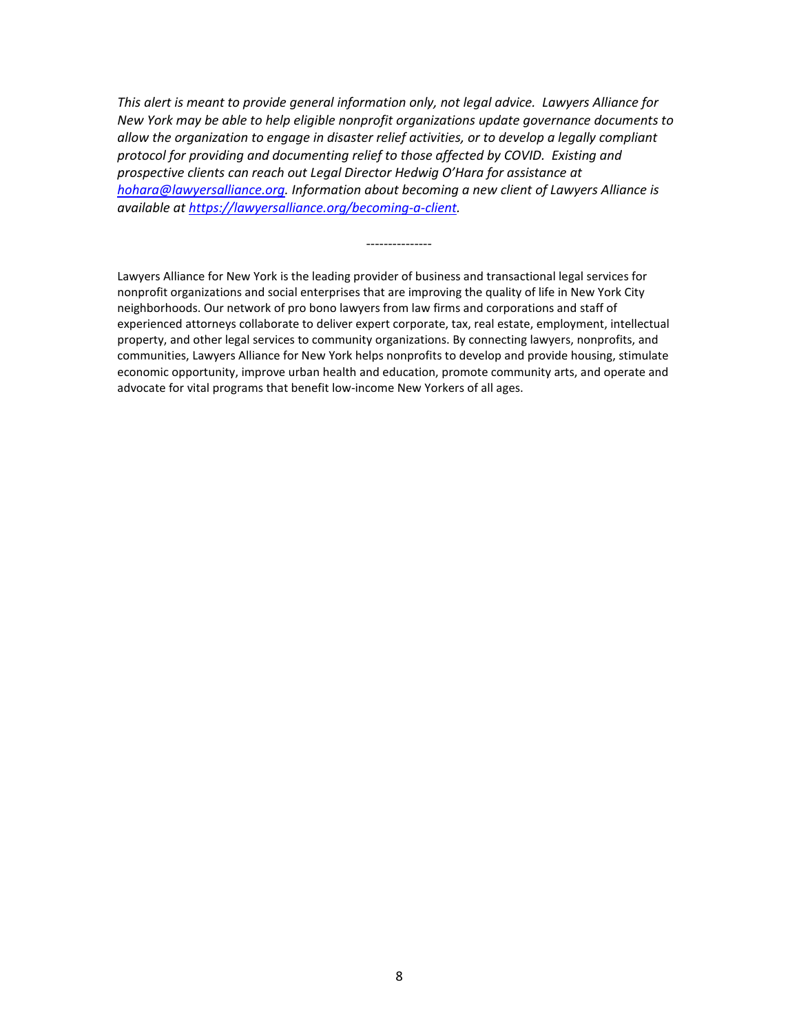*This alert is meant to provide general information only, not legal advice. Lawyers Alliance for New York may be able to help eligible nonprofit organizations update governance documents to allow the organization to engage in disaster relief activities, or to develop a legally compliant protocol for providing and documenting relief to those affected by COVID. Existing and prospective clients can reach out Legal Director Hedwig O'Hara for assistance at [hohara@lawyersalliance.org](mailto:hohara@lawyersalliance.org). Information about becoming a new client of Lawyers Alliance is available at [https://lawyersalliance.org/becoming-a-client](https://lawyersalliance.org/becoming-a-client).*

---------------

Lawyers Alliance for New York is the leading provider of business and transactional legal services for nonprofit organizations and social enterprises that are improving the quality of life in New York City neighborhoods. Our network of pro bono lawyers from law firms and corporations and staff of experienced attorneys collaborate to deliver expert corporate, tax, real estate, employment, intellectual property, and other legal services to community organizations. By connecting lawyers, nonprofits, and communities, Lawyers Alliance for New York helps nonprofits to develop and provide housing, stimulate economic opportunity, improve urban health and education, promote community arts, and operate and advocate for vital programs that benefit low-income New Yorkers of all ages.